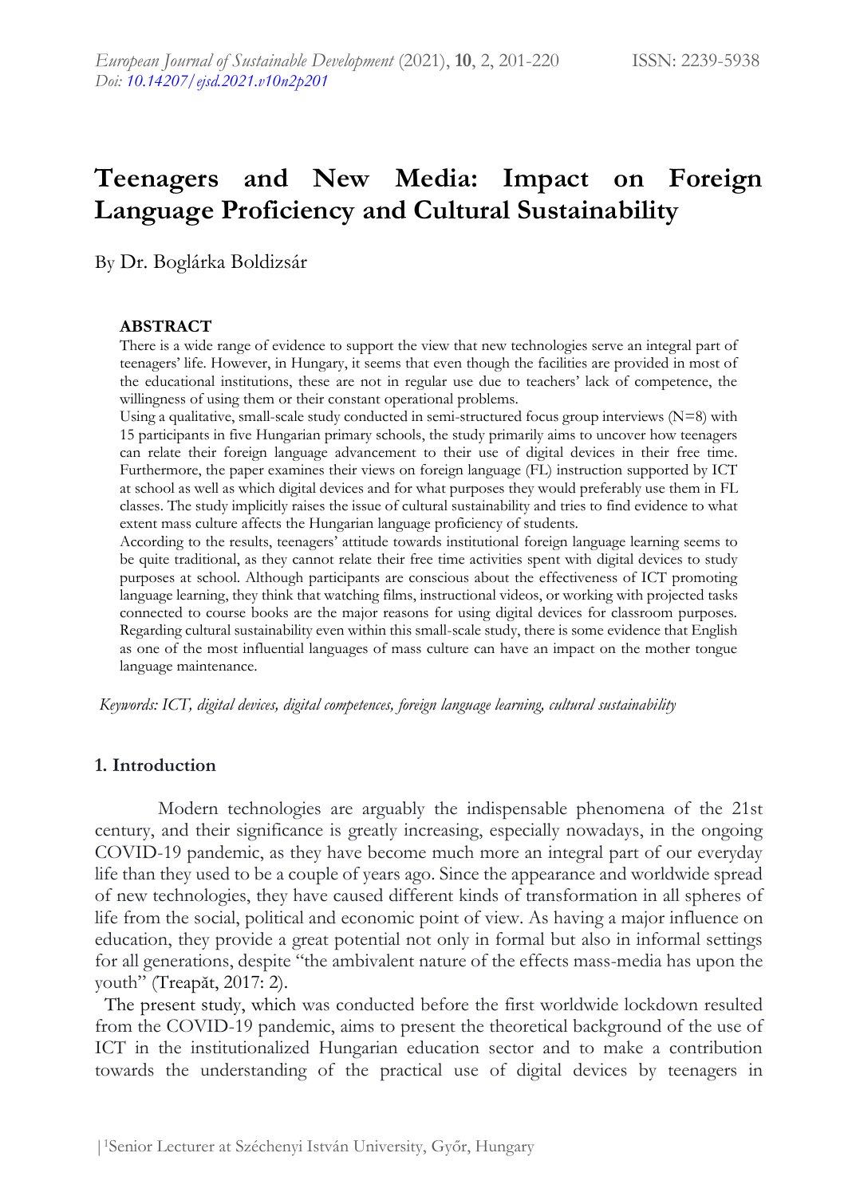# Teenagers and New Media: Impact on Foreign Language Proficiency and Cultural Sustainability

By Dr. Boglárka Boldizsár

**ABSTRACT**

There is a wide range of evidence to support the view that new technologies serve an integral part of teenagers' life. However, in Hungary, it seems that even though the facilities are provided in most of the educational institutions, these are not in regular use due to teachers' lack of competence, the willingness of using them or their constant operational problems.

Using a qualitative, small-scale study conducted in semi-structured focus group interviews (N=8) with 15 participants in five Hungarian primary schools, the study primarily aims to uncover how teenagers can relate their foreign language advancement to their use of digital devices in their free time. Furthermore, the paper examines their views on foreign language (FL) instruction supported by ICT at school as well as which digital devices and for what purposes they would preferably use them in FL classes. The study implicitly raises the issue of cultural sustainability and tries to find evidence to what extent mass culture affects the Hungarian language proficiency of students.

According to the results, teenagers' attitude towards institutional foreign language learning seems to be quite traditional, as they cannot relate their free time activities spent with digital devices to study purposes at school. Although participants are conscious about the effectiveness of ICT promoting language learning, they think that watching films, instructional videos, or working with projected tasks connected to course books are the major reasons for using digital devices for classroom purposes. Regarding cultural sustainability even within this small-scale study, there is some evidence that English as one of the most influential languages of mass culture can have an impact on the mother tongue language maintenance.

*Keywords: ICT, digital devices, digital competences, foreign language learning, cultural sustainability*

## 1. Introduction

Modern technologies are arguably the indispensable phenomena of the 21st century, and their significance is greatly increasing, especially nowadays, in the ongoing COVID-19 pandemic, as they have become much more an integral part of our everyday life than they used to be a couple of years ago. Since the appearance and worldwide spread of new technologies, they have caused different kinds of transformation in all spheres of life from the social, political and economic point of view. As having a major influence on education, they provide a great potential not only in formal but also in informal settings for all generations, despite "the ambivalent nature of the effects mass-media has upon the youth" (Treapăt, 2017: 2).

The present study, which was conducted before the first worldwide lockdown resulted from the COVID-19 pandemic, aims to present the theoretical background of the use of ICT in the institutionalized Hungarian education sector and to make a contribution towards the understanding of the practical use of digital devices by teenagers in

[1]Senior Lecturer at Széchenyi István University, Győr, Hungary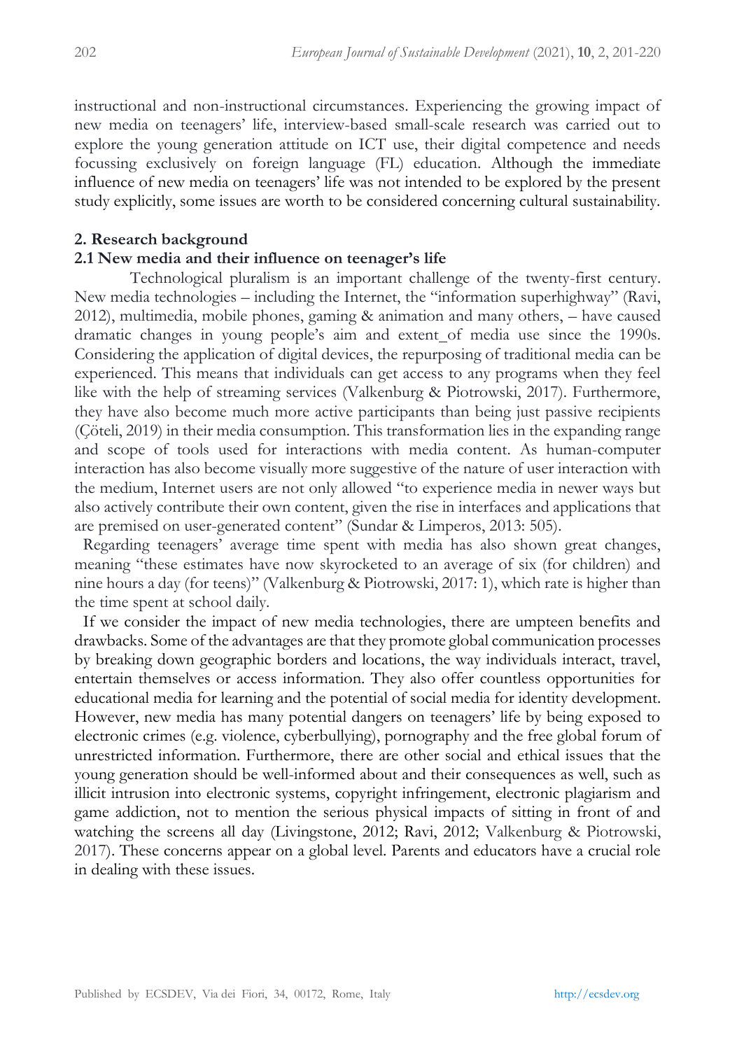instructional and non-instructional circumstances. Experiencing the growing impact of new media on teenagers' life, interview-based small-scale research was carried out to explore the young generation attitude on ICT use, their digital competence and needs focussing exclusively on foreign language (FL) education. Although the immediate influence of new media on teenagers' life was not intended to be explored by the present study explicitly, some issues are worth to be considered concerning cultural sustainability.

## 2. Research background

### 2.1 New media and their influence on teenager's life

Technological pluralism is an important challenge of the twenty-first century. New media technologies – including the Internet, the "information superhighway" (Ravi, 2012), multimedia, mobile phones, gaming & animation and many others, – have caused dramatic changes in young people's aim and extent_of media use since the 1990s. Considering the application of digital devices, the repurposing of traditional media can be experienced. This means that individuals can get access to any programs when they feel like with the help of streaming services (Valkenburg & Piotrowski, 2017). Furthermore, they have also become much more active participants than being just passive recipients (Çöteli, 2019) in their media consumption. This transformation lies in the expanding range and scope of tools used for interactions with media content. As human-computer interaction has also become visually more suggestive of the nature of user interaction with the medium, Internet users are not only allowed "to experience media in newer ways but also actively contribute their own content, given the rise in interfaces and applications that are premised on user-generated content" (Sundar & Limperos, 2013: 505).

Regarding teenagers' average time spent with media has also shown great changes, meaning "these estimates have now skyrocketed to an average of six (for children) and nine hours a day (for teens)" (Valkenburg & Piotrowski, 2017: 1), which rate is higher than the time spent at school daily.

If we consider the impact of new media technologies, there are umpteen benefits and drawbacks. Some of the advantages are that they promote global communication processes by breaking down geographic borders and locations, the way individuals interact, travel, entertain themselves or access information. They also offer countless opportunities for educational media for learning and the potential of social media for identity development. However, new media has many potential dangers on teenagers' life by being exposed to electronic crimes (e.g. violence, cyberbullying), pornography and the free global forum of unrestricted information. Furthermore, there are other social and ethical issues that the young generation should be well-informed about and their consequences as well, such as illicit intrusion into electronic systems, copyright infringement, electronic plagiarism and game addiction, not to mention the serious physical impacts of sitting in front of and watching the screens all day (Livingstone, 2012; Ravi, 2012; Valkenburg & Piotrowski, 2017). These concerns appear on a global level. Parents and educators have a crucial role in dealing with these issues.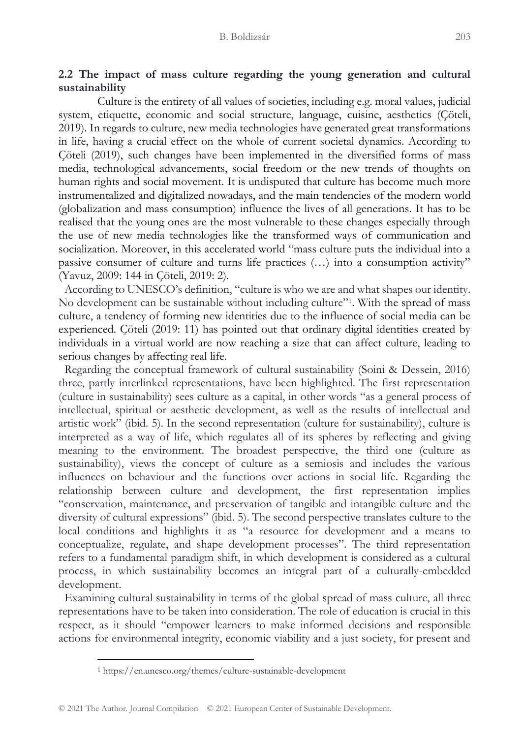## 2.2 The impact of mass culture regarding the young generation and cultural sustainability

Culture is the entirety of all values of societies, including e.g. moral values, judicial system, etiquette, economic and social structure, language, cuisine, aesthetics (Çöteli, 2019). In regards to culture, new media technologies have generated great transformations in life, having a crucial effect on the whole of current societal dynamics. According to Çöteli (2019), such changes have been implemented in the diversified forms of mass media, technological advancements, social freedom or the new trends of thoughts on human rights and social movement. It is undisputed that culture has become much more instrumentalized and digitalized nowadays, and the main tendencies of the modern world (globalization and mass consumption) influence the lives of all generations. It has to be realised that the young ones are the most vulnerable to these changes especially through the use of new media technologies like the transformed ways of communication and socialization. Moreover, in this accelerated world "mass culture puts the individual into a passive consumer of culture and turns life practices (…) into a consumption activity" (Yavuz, 2009: 144 in Çöteli, 2019: 2).

According to UNESCO's definition, "culture is who we are and what shapes our identity. No development can be sustainable without including culture"[1]. With the spread of mass culture, a tendency of forming new identities due to the influence of social media can be experienced. Çöteli (2019: 11) has pointed out that ordinary digital identities created by individuals in a virtual world are now reaching a size that can affect culture, leading to serious changes by affecting real life.

Regarding the conceptual framework of cultural sustainability (Soini & Dessein, 2016) three, partly interlinked representations, have been highlighted. The first representation (culture in sustainability) sees culture as a capital, in other words "as a general process of intellectual, spiritual or aesthetic development, as well as the results of intellectual and artistic work" (ibid. 5). In the second representation (culture for sustainability), culture is interpreted as a way of life, which regulates all of its spheres by reflecting and giving meaning to the environment. The broadest perspective, the third one (culture as sustainability), views the concept of culture as a semiosis and includes the various influences on behaviour and the functions over actions in social life. Regarding the relationship between culture and development, the first representation implies "conservation, maintenance, and preservation of tangible and intangible culture and the diversity of cultural expressions" (ibid. 5). The second perspective translates culture to the local conditions and highlights it as "a resource for development and a means to conceptualize, regulate, and shape development processes". The third representation refers to a fundamental paradigm shift, in which development is considered as a cultural process, in which sustainability becomes an integral part of a culturally-embedded development.

Examining cultural sustainability in terms of the global spread of mass culture, all three representations have to be taken into consideration. The role of education is crucial in this respect, as it should "empower learners to make informed decisions and responsible actions for environmental integrity, economic viability and a just society, for present and

[1] https://en.unesco.org/themes/culture-sustainable-development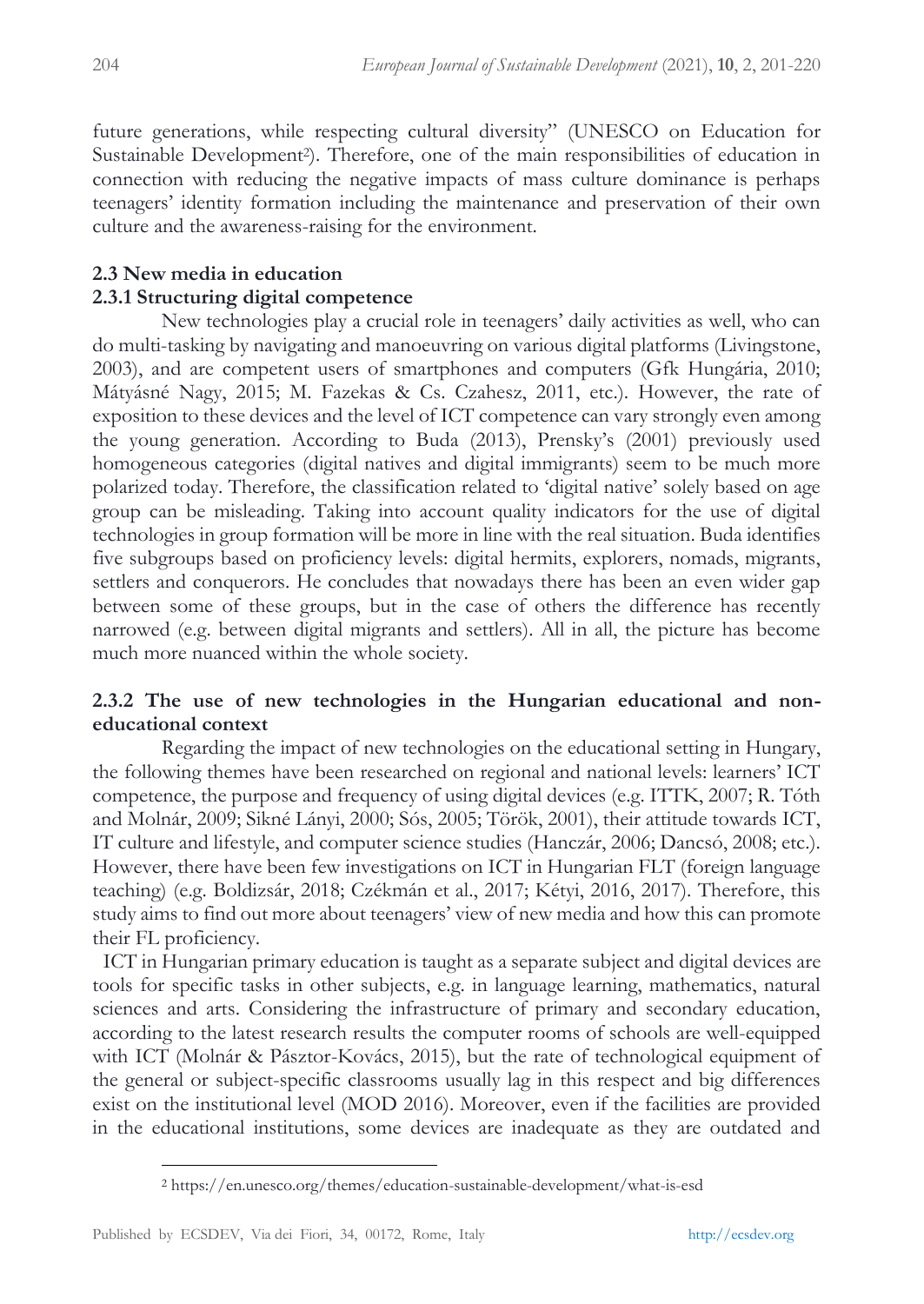future generations, while respecting cultural diversity" (UNESCO on Education for Sustainable Development[2]). Therefore, one of the main responsibilities of education in connection with reducing the negative impacts of mass culture dominance is perhaps teenagers' identity formation including the maintenance and preservation of their own culture and the awareness-raising for the environment.

### 2.3 New media in education

#### 2.3.1 Structuring digital competence

New technologies play a crucial role in teenagers' daily activities as well, who can do multi-tasking by navigating and manoeuvring on various digital platforms (Livingstone, 2003), and are competent users of smartphones and computers (Gfk Hungária, 2010; Mátyásné Nagy, 2015; M. Fazekas & Cs. Czahesz, 2011, etc.). However, the rate of exposition to these devices and the level of ICT competence can vary strongly even among the young generation. According to Buda (2013), Prensky's (2001) previously used homogeneous categories (digital natives and digital immigrants) seem to be much more polarized today. Therefore, the classification related to 'digital native' solely based on age group can be misleading. Taking into account quality indicators for the use of digital technologies in group formation will be more in line with the real situation. Buda identifies five subgroups based on proficiency levels: digital hermits, explorers, nomads, migrants, settlers and conquerors. He concludes that nowadays there has been an even wider gap between some of these groups, but in the case of others the difference has recently narrowed (e.g. between digital migrants and settlers). All in all, the picture has become much more nuanced within the whole society.

#### 2.3.2 The use of new technologies in the Hungarian educational and non-educational context

Regarding the impact of new technologies on the educational setting in Hungary, the following themes have been researched on regional and national levels: learners' ICT competence, the purpose and frequency of using digital devices (e.g. ITTK, 2007; R. Tóth and Molnár, 2009; Sikné Lányi, 2000; Sós, 2005; Török, 2001), their attitude towards ICT, IT culture and lifestyle, and computer science studies (Hanczár, 2006; Dancsó, 2008; etc.). However, there have been few investigations on ICT in Hungarian FLT (foreign language teaching) (e.g. Boldizsár, 2018; Czékmán et al., 2017; Kétyi, 2016, 2017). Therefore, this study aims to find out more about teenagers' view of new media and how this can promote their FL proficiency.

ICT in Hungarian primary education is taught as a separate subject and digital devices are tools for specific tasks in other subjects, e.g. in language learning, mathematics, natural sciences and arts. Considering the infrastructure of primary and secondary education, according to the latest research results the computer rooms of schools are well-equipped with ICT (Molnár & Pásztor-Kovács, 2015), but the rate of technological equipment of the general or subject-specific classrooms usually lag in this respect and big differences exist on the institutional level (MOD 2016). Moreover, even if the facilities are provided in the educational institutions, some devices are inadequate as they are outdated and

[2] https://en.unesco.org/themes/education-sustainable-development/what-is-esd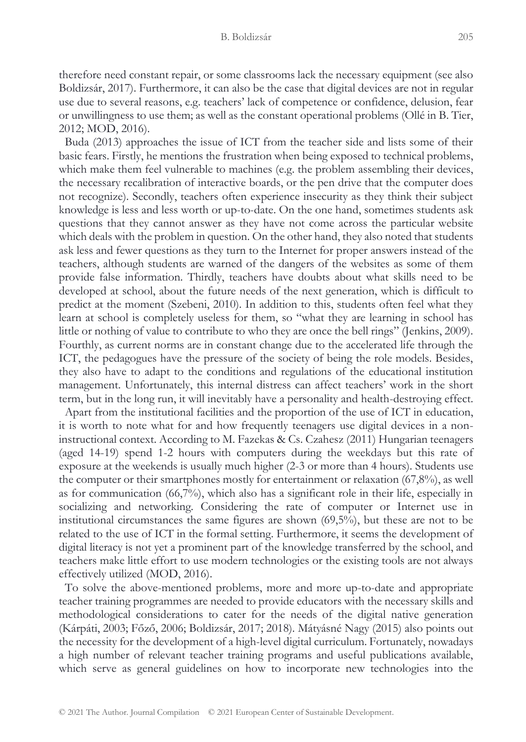therefore need constant repair, or some classrooms lack the necessary equipment (see also Boldizsár, 2017). Furthermore, it can also be the case that digital devices are not in regular use due to several reasons, e.g. teachers' lack of competence or confidence, delusion, fear or unwillingness to use them; as well as the constant operational problems (Ollé in B. Tier, 2012; MOD, 2016).

Buda (2013) approaches the issue of ICT from the teacher side and lists some of their basic fears. Firstly, he mentions the frustration when being exposed to technical problems, which make them feel vulnerable to machines (e.g. the problem assembling their devices, the necessary recalibration of interactive boards, or the pen drive that the computer does not recognize). Secondly, teachers often experience insecurity as they think their subject knowledge is less and less worth or up-to-date. On the one hand, sometimes students ask questions that they cannot answer as they have not come across the particular website which deals with the problem in question. On the other hand, they also noted that students ask less and fewer questions as they turn to the Internet for proper answers instead of the teachers, although students are warned of the dangers of the websites as some of them provide false information. Thirdly, teachers have doubts about what skills need to be developed at school, about the future needs of the next generation, which is difficult to predict at the moment (Szebeni, 2010). In addition to this, students often feel what they learn at school is completely useless for them, so "what they are learning in school has little or nothing of value to contribute to who they are once the bell rings" (Jenkins, 2009). Fourthly, as current norms are in constant change due to the accelerated life through the ICT, the pedagogues have the pressure of the society of being the role models. Besides, they also have to adapt to the conditions and regulations of the educational institution management. Unfortunately, this internal distress can affect teachers' work in the short term, but in the long run, it will inevitably have a personality and health-destroying effect.

Apart from the institutional facilities and the proportion of the use of ICT in education, it is worth to note what for and how frequently teenagers use digital devices in a non-instructional context. According to M. Fazekas & Cs. Czahesz (2011) Hungarian teenagers (aged 14-19) spend 1-2 hours with computers during the weekdays but this rate of exposure at the weekends is usually much higher (2-3 or more than 4 hours). Students use the computer or their smartphones mostly for entertainment or relaxation (67,8%), as well as for communication (66,7%), which also has a significant role in their life, especially in socializing and networking. Considering the rate of computer or Internet use in institutional circumstances the same figures are shown (69,5%), but these are not to be related to the use of ICT in the formal setting. Furthermore, it seems the development of digital literacy is not yet a prominent part of the knowledge transferred by the school, and teachers make little effort to use modern technologies or the existing tools are not always effectively utilized (MOD, 2016).

To solve the above-mentioned problems, more and more up-to-date and appropriate teacher training programmes are needed to provide educators with the necessary skills and methodological considerations to cater for the needs of the digital native generation (Kárpáti, 2003; Főző, 2006; Boldizsár, 2017; 2018). Mátyásné Nagy (2015) also points out the necessity for the development of a high-level digital curriculum. Fortunately, nowadays a high number of relevant teacher training programs and useful publications available, which serve as general guidelines on how to incorporate new technologies into the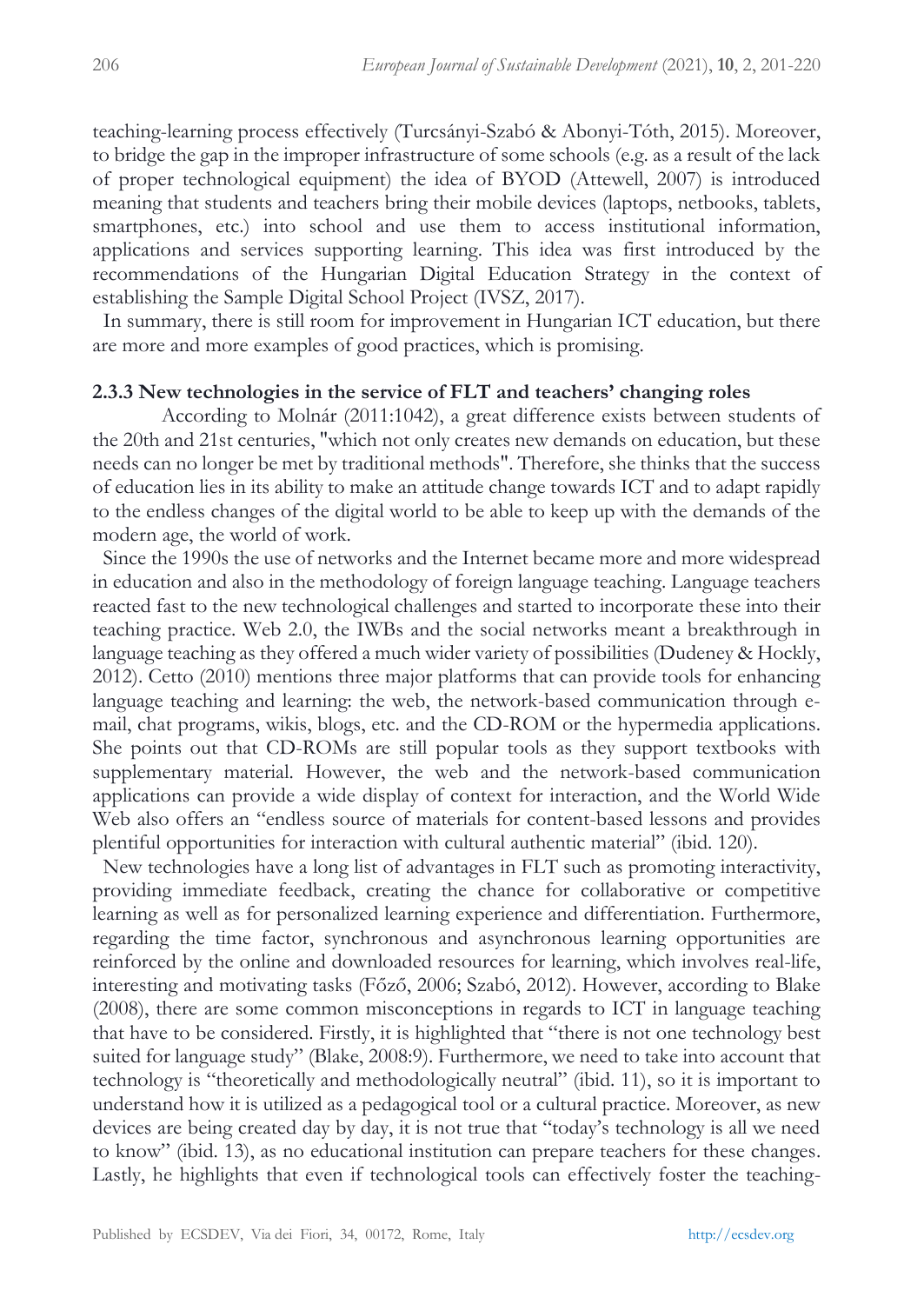teaching-learning process effectively (Turcsányi-Szabó & Abonyi-Tóth, 2015). Moreover, to bridge the gap in the improper infrastructure of some schools (e.g. as a result of the lack of proper technological equipment) the idea of BYOD (Attewell, 2007) is introduced meaning that students and teachers bring their mobile devices (laptops, netbooks, tablets, smartphones, etc.) into school and use them to access institutional information, applications and services supporting learning. This idea was first introduced by the recommendations of the Hungarian Digital Education Strategy in the context of establishing the Sample Digital School Project (IVSZ, 2017).

In summary, there is still room for improvement in Hungarian ICT education, but there are more and more examples of good practices, which is promising.

### 2.3.3 New technologies in the service of FLT and teachers' changing roles

According to Molnár (2011:1042), a great difference exists between students of the 20th and 21st centuries, "which not only creates new demands on education, but these needs can no longer be met by traditional methods". Therefore, she thinks that the success of education lies in its ability to make an attitude change towards ICT and to adapt rapidly to the endless changes of the digital world to be able to keep up with the demands of the modern age, the world of work.

Since the 1990s the use of networks and the Internet became more and more widespread in education and also in the methodology of foreign language teaching. Language teachers reacted fast to the new technological challenges and started to incorporate these into their teaching practice. Web 2.0, the IWBs and the social networks meant a breakthrough in language teaching as they offered a much wider variety of possibilities (Dudeney & Hockly, 2012). Cetto (2010) mentions three major platforms that can provide tools for enhancing language teaching and learning: the web, the network-based communication through e-mail, chat programs, wikis, blogs, etc. and the CD-ROM or the hypermedia applications. She points out that CD-ROMs are still popular tools as they support textbooks with supplementary material. However, the web and the network-based communication applications can provide a wide display of context for interaction, and the World Wide Web also offers an "endless source of materials for content-based lessons and provides plentiful opportunities for interaction with cultural authentic material" (ibid. 120).

New technologies have a long list of advantages in FLT such as promoting interactivity, providing immediate feedback, creating the chance for collaborative or competitive learning as well as for personalized learning experience and differentiation. Furthermore, regarding the time factor, synchronous and asynchronous learning opportunities are reinforced by the online and downloaded resources for learning, which involves real-life, interesting and motivating tasks (Főző, 2006; Szabó, 2012). However, according to Blake (2008), there are some common misconceptions in regards to ICT in language teaching that have to be considered. Firstly, it is highlighted that "there is not one technology best suited for language study" (Blake, 2008:9). Furthermore, we need to take into account that technology is "theoretically and methodologically neutral" (ibid. 11), so it is important to understand how it is utilized as a pedagogical tool or a cultural practice. Moreover, as new devices are being created day by day, it is not true that "today's technology is all we need to know" (ibid. 13), as no educational institution can prepare teachers for these changes. Lastly, he highlights that even if technological tools can effectively foster the teaching-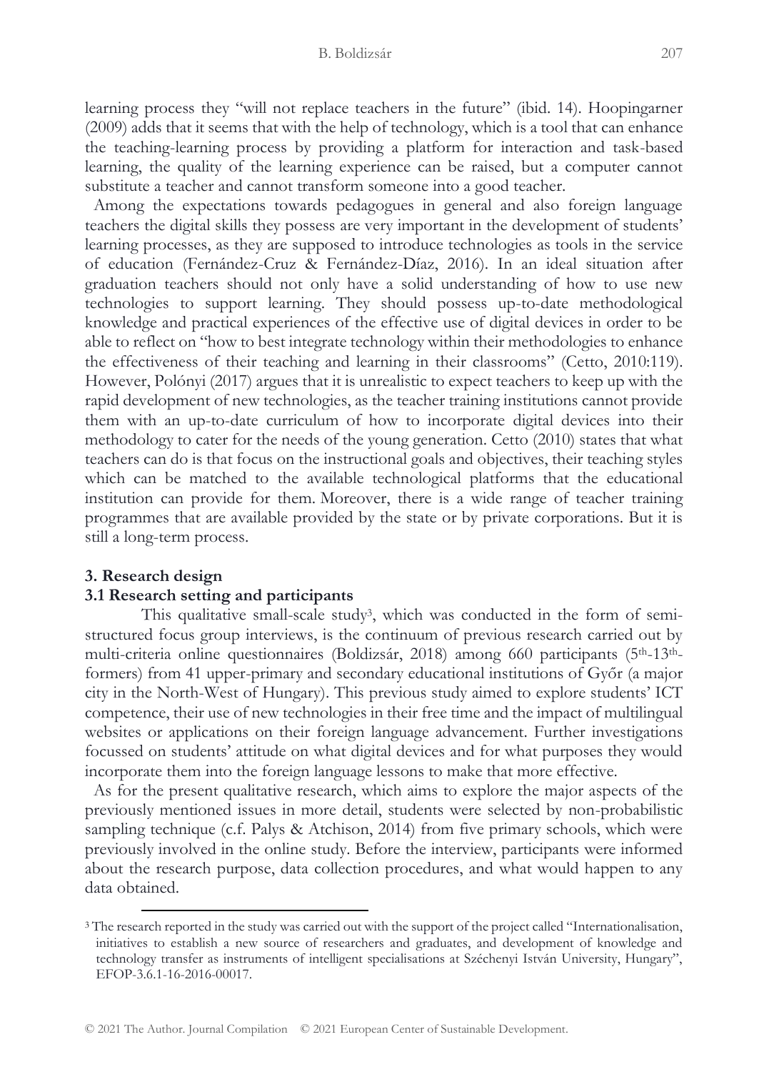learning process they "will not replace teachers in the future" (ibid. 14). Hoopingarner (2009) adds that it seems that with the help of technology, which is a tool that can enhance the teaching-learning process by providing a platform for interaction and task-based learning, the quality of the learning experience can be raised, but a computer cannot substitute a teacher and cannot transform someone into a good teacher.

Among the expectations towards pedagogues in general and also foreign language teachers the digital skills they possess are very important in the development of students' learning processes, as they are supposed to introduce technologies as tools in the service of education (Fernández-Cruz & Fernández-Díaz, 2016). In an ideal situation after graduation teachers should not only have a solid understanding of how to use new technologies to support learning. They should possess up-to-date methodological knowledge and practical experiences of the effective use of digital devices in order to be able to reflect on "how to best integrate technology within their methodologies to enhance the effectiveness of their teaching and learning in their classrooms" (Cetto, 2010:119). However, Polónyi (2017) argues that it is unrealistic to expect teachers to keep up with the rapid development of new technologies, as the teacher training institutions cannot provide them with an up-to-date curriculum of how to incorporate digital devices into their methodology to cater for the needs of the young generation. Cetto (2010) states that what teachers can do is that focus on the instructional goals and objectives, their teaching styles which can be matched to the available technological platforms that the educational institution can provide for them. Moreover, there is a wide range of teacher training programmes that are available provided by the state or by private corporations. But it is still a long-term process.

## 3. Research design

### 3.1 Research setting and participants

This qualitative small-scale study[3], which was conducted in the form of semi-structured focus group interviews, is the continuum of previous research carried out by multi-criteria online questionnaires (Boldizsár, 2018) among 660 participants (5th-13th-formers) from 41 upper-primary and secondary educational institutions of Győr (a major city in the North-West of Hungary). This previous study aimed to explore students' ICT competence, their use of new technologies in their free time and the impact of multilingual websites or applications on their foreign language advancement. Further investigations focussed on students' attitude on what digital devices and for what purposes they would incorporate them into the foreign language lessons to make that more effective.

As for the present qualitative research, which aims to explore the major aspects of the previously mentioned issues in more detail, students were selected by non-probabilistic sampling technique (c.f. Palys & Atchison, 2014) from five primary schools, which were previously involved in the online study. Before the interview, participants were informed about the research purpose, data collection procedures, and what would happen to any data obtained.

---

[3] The research reported in the study was carried out with the support of the project called "Internationalisation, initiatives to establish a new source of researchers and graduates, and development of knowledge and technology transfer as instruments of intelligent specialisations at Széchenyi István University, Hungary", EFOP-3.6.1-16-2016-00017.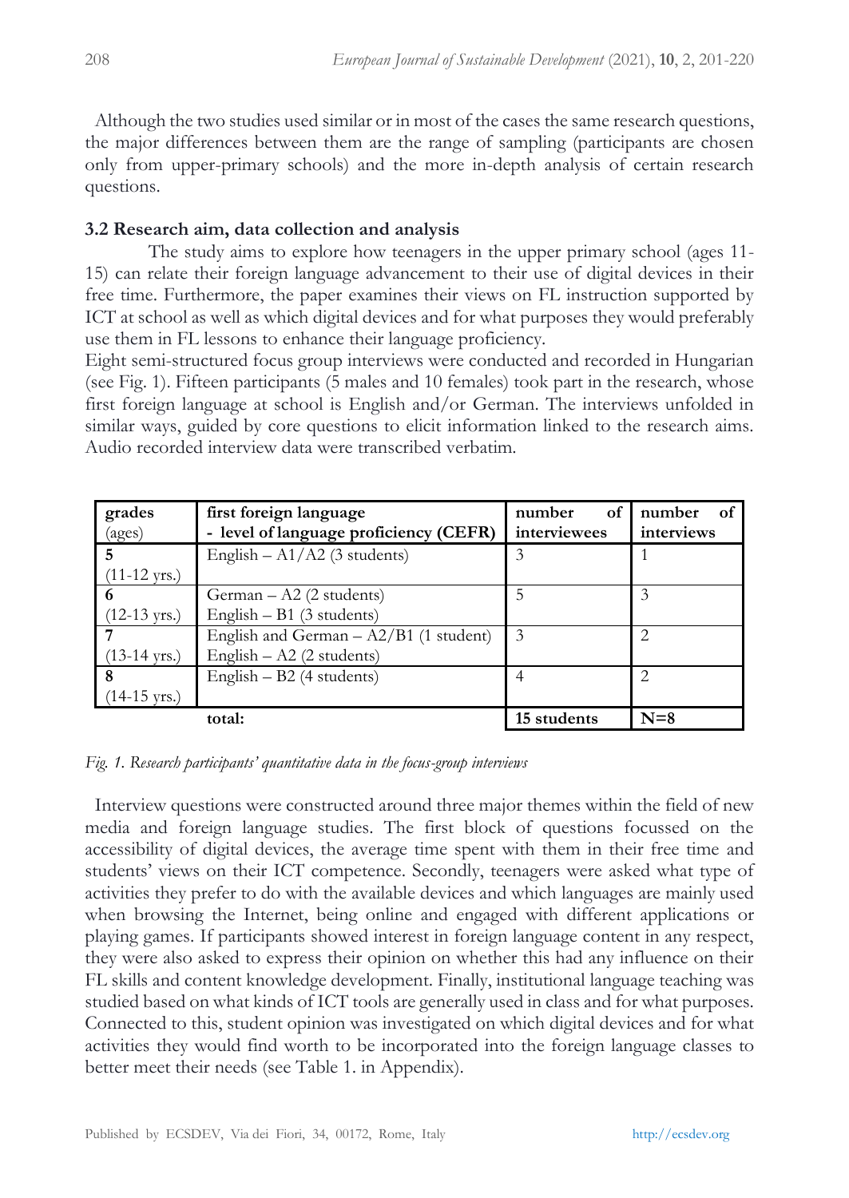Although the two studies used similar or in most of the cases the same research questions, the major differences between them are the range of sampling (participants are chosen only from upper-primary schools) and the more in-depth analysis of certain research questions.

### 3.2 Research aim, data collection and analysis

The study aims to explore how teenagers in the upper primary school (ages 11-15) can relate their foreign language advancement to their use of digital devices in their free time. Furthermore, the paper examines their views on FL instruction supported by ICT at school as well as which digital devices and for what purposes they would preferably use them in FL lessons to enhance their language proficiency.

Eight semi-structured focus group interviews were conducted and recorded in Hungarian (see Fig. 1). Fifteen participants (5 males and 10 females) took part in the research, whose first foreign language at school is English and/or German. The interviews unfolded in similar ways, guided by core questions to elicit information linked to the research aims. Audio recorded interview data were transcribed verbatim.

| grades (ages) | first foreign language - level of language proficiency (CEFR) | number of interviewees | number of interviews |
|---|---|---|---|
| **5** (11-12 yrs.) | English – A1/A2 (3 students) | 3 | 1 |
| **6** (12-13 yrs.) | German – A2 (2 students)<br>English – B1 (3 students) | 5 | 3 |
| **7** (13-14 yrs.) | English and German – A2/B1 (1 student)<br>English – A2 (2 students) | 3 | 2 |
| **8** (14-15 yrs.) | English – B2 (4 students) | 4 | 2 |
| | **total:** | **15 students** | **N=8** |

*Fig. 1. Research participants' quantitative data in the focus-group interviews*

Interview questions were constructed around three major themes within the field of new media and foreign language studies. The first block of questions focussed on the accessibility of digital devices, the average time spent with them in their free time and students' views on their ICT competence. Secondly, teenagers were asked what type of activities they prefer to do with the available devices and which languages are mainly used when browsing the Internet, being online and engaged with different applications or playing games. If participants showed interest in foreign language content in any respect, they were also asked to express their opinion on whether this had any influence on their FL skills and content knowledge development. Finally, institutional language teaching was studied based on what kinds of ICT tools are generally used in class and for what purposes. Connected to this, student opinion was investigated on which digital devices and for what activities they would find worth to be incorporated into the foreign language classes to better meet their needs (see Table 1. in Appendix).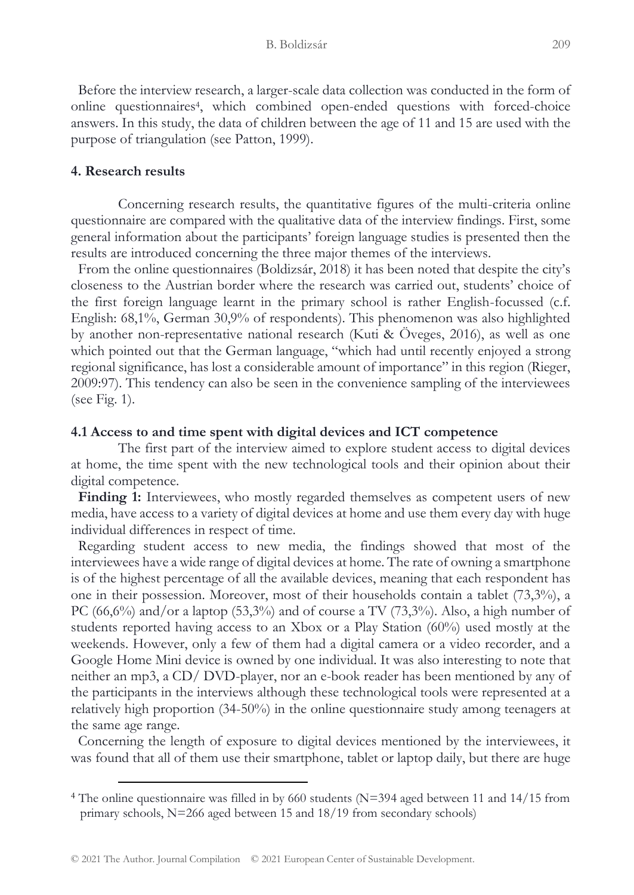Before the interview research, a larger-scale data collection was conducted in the form of online questionnaires[4], which combined open-ended questions with forced-choice answers. In this study, the data of children between the age of 11 and 15 are used with the purpose of triangulation (see Patton, 1999).

## 4. Research results

Concerning research results, the quantitative figures of the multi-criteria online questionnaire are compared with the qualitative data of the interview findings. First, some general information about the participants' foreign language studies is presented then the results are introduced concerning the three major themes of the interviews.

From the online questionnaires (Boldizsár, 2018) it has been noted that despite the city's closeness to the Austrian border where the research was carried out, students' choice of the first foreign language learnt in the primary school is rather English-focussed (c.f. English: 68,1%, German 30,9% of respondents). This phenomenon was also highlighted by another non-representative national research (Kuti & Öveges, 2016), as well as one which pointed out that the German language, "which had until recently enjoyed a strong regional significance, has lost a considerable amount of importance" in this region (Rieger, 2009:97). This tendency can also be seen in the convenience sampling of the interviewees (see Fig. 1).

### 4.1 Access to and time spent with digital devices and ICT competence

The first part of the interview aimed to explore student access to digital devices at home, the time spent with the new technological tools and their opinion about their digital competence.

**Finding 1:** Interviewees, who mostly regarded themselves as competent users of new media, have access to a variety of digital devices at home and use them every day with huge individual differences in respect of time.

Regarding student access to new media, the findings showed that most of the interviewees have a wide range of digital devices at home. The rate of owning a smartphone is of the highest percentage of all the available devices, meaning that each respondent has one in their possession. Moreover, most of their households contain a tablet (73,3%), a PC (66,6%) and/or a laptop (53,3%) and of course a TV (73,3%). Also, a high number of students reported having access to an Xbox or a Play Station (60%) used mostly at the weekends. However, only a few of them had a digital camera or a video recorder, and a Google Home Mini device is owned by one individual. It was also interesting to note that neither an mp3, a CD/ DVD-player, nor an e-book reader has been mentioned by any of the participants in the interviews although these technological tools were represented at a relatively high proportion (34-50%) in the online questionnaire study among teenagers at the same age range.

Concerning the length of exposure to digital devices mentioned by the interviewees, it was found that all of them use their smartphone, tablet or laptop daily, but there are huge

[4] The online questionnaire was filled in by 660 students (N=394 aged between 11 and 14/15 from primary schools, N=266 aged between 15 and 18/19 from secondary schools)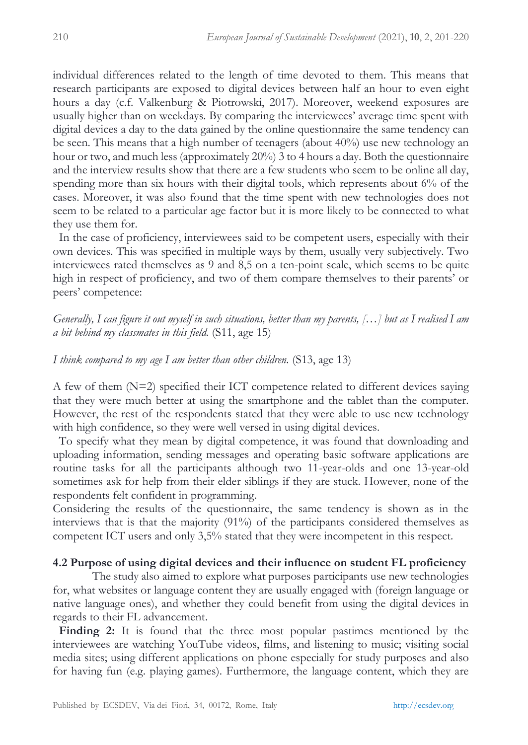individual differences related to the length of time devoted to them. This means that research participants are exposed to digital devices between half an hour to even eight hours a day (c.f. Valkenburg & Piotrowski, 2017). Moreover, weekend exposures are usually higher than on weekdays. By comparing the interviewees' average time spent with digital devices a day to the data gained by the online questionnaire the same tendency can be seen. This means that a high number of teenagers (about 40%) use new technology an hour or two, and much less (approximately 20%) 3 to 4 hours a day. Both the questionnaire and the interview results show that there are a few students who seem to be online all day, spending more than six hours with their digital tools, which represents about 6% of the cases. Moreover, it was also found that the time spent with new technologies does not seem to be related to a particular age factor but it is more likely to be connected to what they use them for.

In the case of proficiency, interviewees said to be competent users, especially with their own devices. This was specified in multiple ways by them, usually very subjectively. Two interviewees rated themselves as 9 and 8,5 on a ten-point scale, which seems to be quite high in respect of proficiency, and two of them compare themselves to their parents' or peers' competence:

*Generally, I can figure it out myself in such situations, better than my parents, […] but as I realised I am a bit behind my classmates in this field.* (S11, age 15)

*I think compared to my age I am better than other children.* (S13, age 13)

A few of them (N=2) specified their ICT competence related to different devices saying that they were much better at using the smartphone and the tablet than the computer. However, the rest of the respondents stated that they were able to use new technology with high confidence, so they were well versed in using digital devices.

To specify what they mean by digital competence, it was found that downloading and uploading information, sending messages and operating basic software applications are routine tasks for all the participants although two 11-year-olds and one 13-year-old sometimes ask for help from their elder siblings if they are stuck. However, none of the respondents felt confident in programming.

Considering the results of the questionnaire, the same tendency is shown as in the interviews that is that the majority (91%) of the participants considered themselves as competent ICT users and only 3,5% stated that they were incompetent in this respect.

### 4.2 Purpose of using digital devices and their influence on student FL proficiency

The study also aimed to explore what purposes participants use new technologies for, what websites or language content they are usually engaged with (foreign language or native language ones), and whether they could benefit from using the digital devices in regards to their FL advancement.

**Finding 2:** It is found that the three most popular pastimes mentioned by the interviewees are watching YouTube videos, films, and listening to music; visiting social media sites; using different applications on phone especially for study purposes and also for having fun (e.g. playing games). Furthermore, the language content, which they are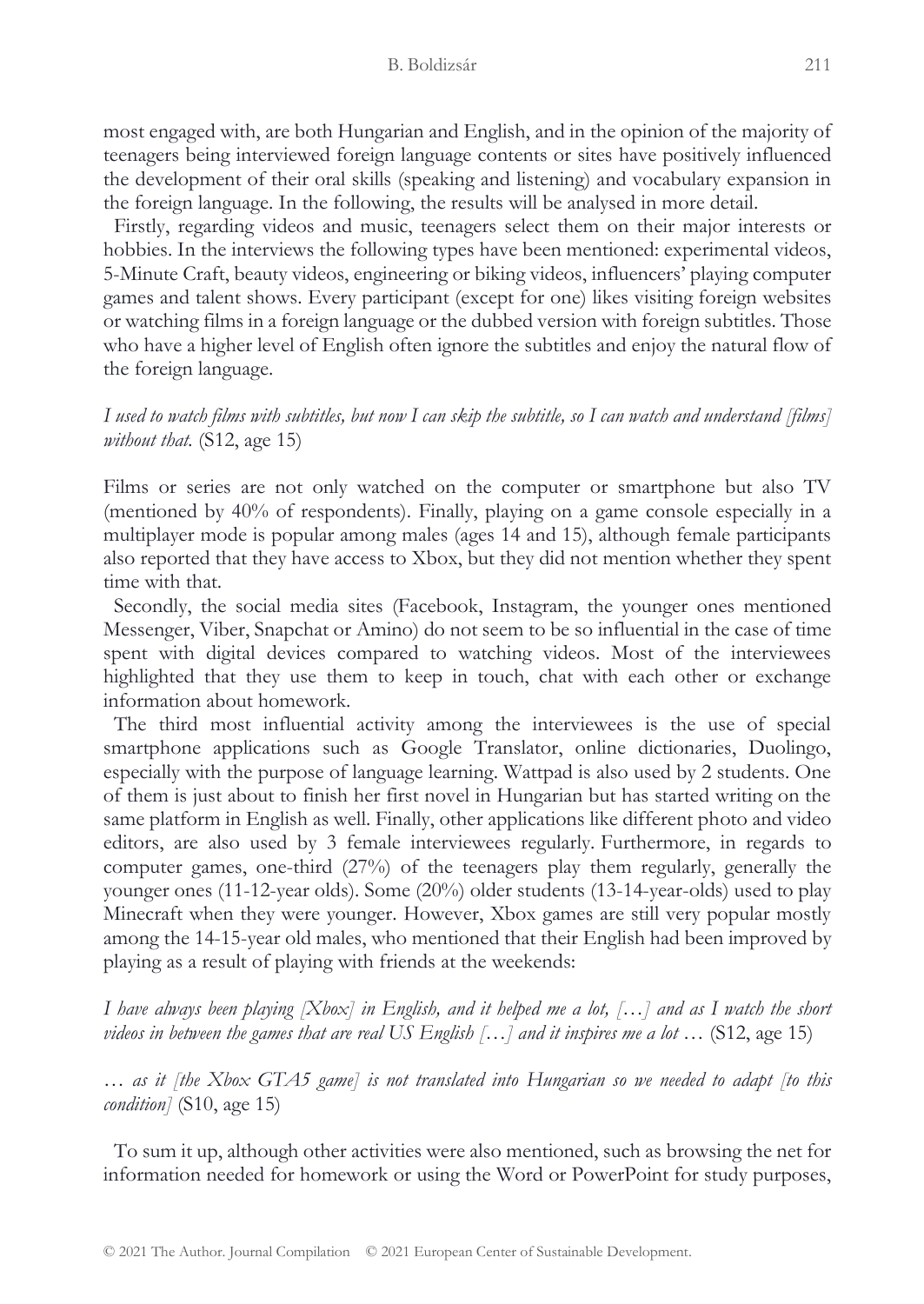most engaged with, are both Hungarian and English, and in the opinion of the majority of teenagers being interviewed foreign language contents or sites have positively influenced the development of their oral skills (speaking and listening) and vocabulary expansion in the foreign language. In the following, the results will be analysed in more detail.

Firstly, regarding videos and music, teenagers select them on their major interests or hobbies. In the interviews the following types have been mentioned: experimental videos, 5-Minute Craft, beauty videos, engineering or biking videos, influencers' playing computer games and talent shows. Every participant (except for one) likes visiting foreign websites or watching films in a foreign language or the dubbed version with foreign subtitles. Those who have a higher level of English often ignore the subtitles and enjoy the natural flow of the foreign language.

*I used to watch films with subtitles, but now I can skip the subtitle, so I can watch and understand [films] without that.* (S12, age 15)

Films or series are not only watched on the computer or smartphone but also TV (mentioned by 40% of respondents). Finally, playing on a game console especially in a multiplayer mode is popular among males (ages 14 and 15), although female participants also reported that they have access to Xbox, but they did not mention whether they spent time with that.

Secondly, the social media sites (Facebook, Instagram, the younger ones mentioned Messenger, Viber, Snapchat or Amino) do not seem to be so influential in the case of time spent with digital devices compared to watching videos. Most of the interviewees highlighted that they use them to keep in touch, chat with each other or exchange information about homework.

The third most influential activity among the interviewees is the use of special smartphone applications such as Google Translator, online dictionaries, Duolingo, especially with the purpose of language learning. Wattpad is also used by 2 students. One of them is just about to finish her first novel in Hungarian but has started writing on the same platform in English as well. Finally, other applications like different photo and video editors, are also used by 3 female interviewees regularly. Furthermore, in regards to computer games, one-third (27%) of the teenagers play them regularly, generally the younger ones (11-12-year olds). Some (20%) older students (13-14-year-olds) used to play Minecraft when they were younger. However, Xbox games are still very popular mostly among the 14-15-year old males, who mentioned that their English had been improved by playing as a result of playing with friends at the weekends:

*I have always been playing [Xbox] in English, and it helped me a lot, […] and as I watch the short videos in between the games that are real US English […] and it inspires me a lot …* (S12, age 15)

*… as it [the Xbox GTA5 game] is not translated into Hungarian so we needed to adapt [to this condition]* (S10, age 15)

To sum it up, although other activities were also mentioned, such as browsing the net for information needed for homework or using the Word or PowerPoint for study purposes,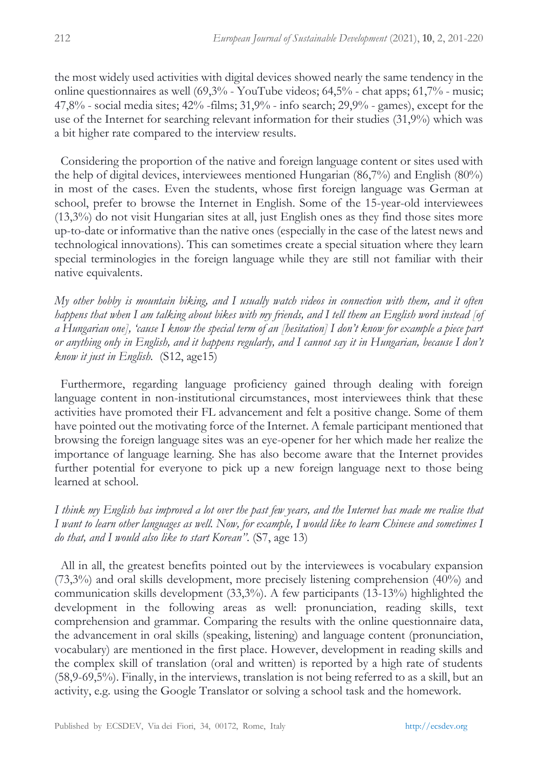the most widely used activities with digital devices showed nearly the same tendency in the online questionnaires as well (69,3% - YouTube videos; 64,5% - chat apps; 61,7% - music; 47,8% - social media sites; 42% -films; 31,9% - info search; 29,9% - games), except for the use of the Internet for searching relevant information for their studies (31,9%) which was a bit higher rate compared to the interview results.

Considering the proportion of the native and foreign language content or sites used with the help of digital devices, interviewees mentioned Hungarian (86,7%) and English (80%) in most of the cases. Even the students, whose first foreign language was German at school, prefer to browse the Internet in English. Some of the 15-year-old interviewees (13,3%) do not visit Hungarian sites at all, just English ones as they find those sites more up-to-date or informative than the native ones (especially in the case of the latest news and technological innovations). This can sometimes create a special situation where they learn special terminologies in the foreign language while they are still not familiar with their native equivalents.

*My other hobby is mountain biking, and I usually watch videos in connection with them, and it often happens that when I am talking about bikes with my friends, and I tell them an English word instead [of a Hungarian one], 'cause I know the special term of an [hesitation] I don't know for example a piece part or anything only in English, and it happens regularly, and I cannot say it in Hungarian, because I don't know it just in English.* (S12, age15)

Furthermore, regarding language proficiency gained through dealing with foreign language content in non-institutional circumstances, most interviewees think that these activities have promoted their FL advancement and felt a positive change. Some of them have pointed out the motivating force of the Internet. A female participant mentioned that browsing the foreign language sites was an eye-opener for her which made her realize the importance of language learning. She has also become aware that the Internet provides further potential for everyone to pick up a new foreign language next to those being learned at school.

*I think my English has improved a lot over the past few years, and the Internet has made me realise that I want to learn other languages as well. Now, for example, I would like to learn Chinese and sometimes I do that, and I would also like to start Korean".* (S7, age 13)

All in all, the greatest benefits pointed out by the interviewees is vocabulary expansion (73,3%) and oral skills development, more precisely listening comprehension (40%) and communication skills development (33,3%). A few participants (13-13%) highlighted the development in the following areas as well: pronunciation, reading skills, text comprehension and grammar. Comparing the results with the online questionnaire data, the advancement in oral skills (speaking, listening) and language content (pronunciation, vocabulary) are mentioned in the first place. However, development in reading skills and the complex skill of translation (oral and written) is reported by a high rate of students (58,9-69,5%). Finally, in the interviews, translation is not being referred to as a skill, but an activity, e.g. using the Google Translator or solving a school task and the homework.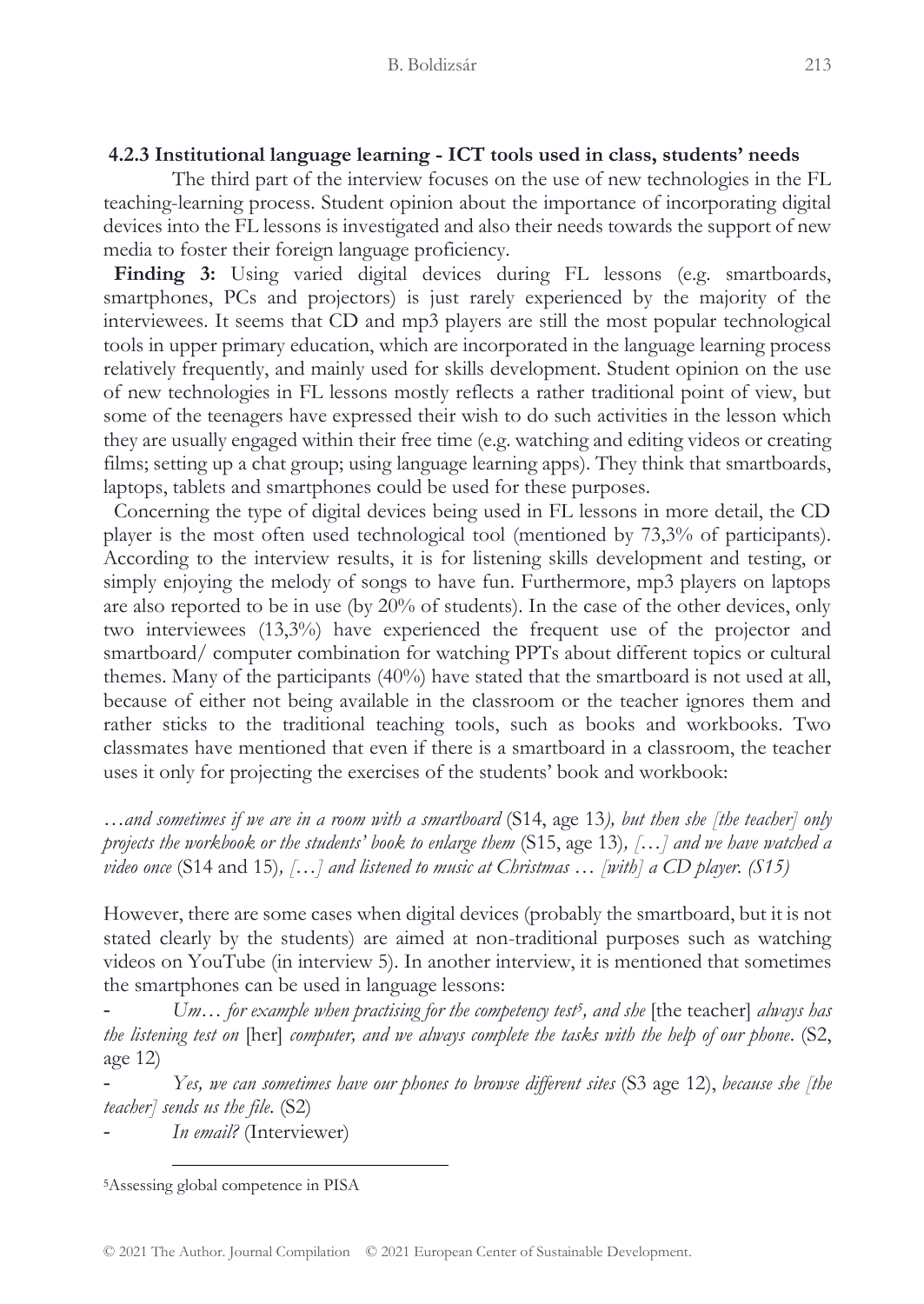### 4.2.3 Institutional language learning - ICT tools used in class, students' needs

The third part of the interview focuses on the use of new technologies in the FL teaching-learning process. Student opinion about the importance of incorporating digital devices into the FL lessons is investigated and also their needs towards the support of new media to foster their foreign language proficiency.

**Finding 3:** Using varied digital devices during FL lessons (e.g. smartboards, smartphones, PCs and projectors) is just rarely experienced by the majority of the interviewees. It seems that CD and mp3 players are still the most popular technological tools in upper primary education, which are incorporated in the language learning process relatively frequently, and mainly used for skills development. Student opinion on the use of new technologies in FL lessons mostly reflects a rather traditional point of view, but some of the teenagers have expressed their wish to do such activities in the lesson which they are usually engaged within their free time (e.g. watching and editing videos or creating films; setting up a chat group; using language learning apps). They think that smartboards, laptops, tablets and smartphones could be used for these purposes.

Concerning the type of digital devices being used in FL lessons in more detail, the CD player is the most often used technological tool (mentioned by 73,3% of participants). According to the interview results, it is for listening skills development and testing, or simply enjoying the melody of songs to have fun. Furthermore, mp3 players on laptops are also reported to be in use (by 20% of students). In the case of the other devices, only two interviewees (13,3%) have experienced the frequent use of the projector and smartboard/ computer combination for watching PPTs about different topics or cultural themes. Many of the participants (40%) have stated that the smartboard is not used at all, because of either not being available in the classroom or the teacher ignores them and rather sticks to the traditional teaching tools, such as books and workbooks. Two classmates have mentioned that even if there is a smartboard in a classroom, the teacher uses it only for projecting the exercises of the students' book and workbook:

*…and sometimes if we are in a room with a smartboard* (S14, age 13*), but then she [the teacher] only projects the workbook or the students' book to enlarge them* (S15, age 13)*, […] and we have watched a video once* (S14 and 15)*, […] and listened to music at Christmas … [with] a CD player. (S15)*

However, there are some cases when digital devices (probably the smartboard, but it is not stated clearly by the students) are aimed at non-traditional purposes such as watching videos on YouTube (in interview 5). In another interview, it is mentioned that sometimes the smartphones can be used in language lessons:

- *Um… for example when practising for the competency test[5], and she* [the teacher] *always has the listening test on* [her] *computer, and we always complete the tasks with the help of our phone*. (S2, age 12)
- *Yes, we can sometimes have our phones to browse different sites* (S3 age 12), *because she [the teacher] sends us the file.* (S2)
- *In email?* (Interviewer)

[5]Assessing global competence in PISA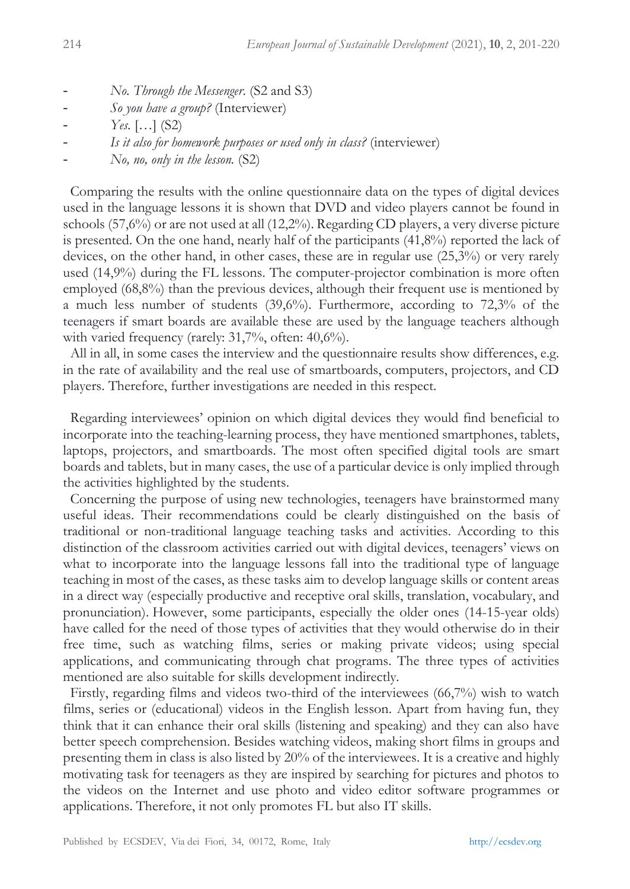- *No. Through the Messenger.* (S2 and S3)
- *So you have a group?* (Interviewer)
- *Yes.* […] (S2)
- *Is it also for homework purposes or used only in class?* (interviewer)
- *No, no, only in the lesson.* (S2)

Comparing the results with the online questionnaire data on the types of digital devices used in the language lessons it is shown that DVD and video players cannot be found in schools (57,6%) or are not used at all (12,2%). Regarding CD players, a very diverse picture is presented. On the one hand, nearly half of the participants (41,8%) reported the lack of devices, on the other hand, in other cases, these are in regular use (25,3%) or very rarely used (14,9%) during the FL lessons. The computer-projector combination is more often employed (68,8%) than the previous devices, although their frequent use is mentioned by a much less number of students (39,6%). Furthermore, according to 72,3% of the teenagers if smart boards are available these are used by the language teachers although with varied frequency (rarely: 31,7%, often: 40,6%).

All in all, in some cases the interview and the questionnaire results show differences, e.g. in the rate of availability and the real use of smartboards, computers, projectors, and CD players. Therefore, further investigations are needed in this respect.

Regarding interviewees' opinion on which digital devices they would find beneficial to incorporate into the teaching-learning process, they have mentioned smartphones, tablets, laptops, projectors, and smartboards. The most often specified digital tools are smart boards and tablets, but in many cases, the use of a particular device is only implied through the activities highlighted by the students.

Concerning the purpose of using new technologies, teenagers have brainstormed many useful ideas. Their recommendations could be clearly distinguished on the basis of traditional or non-traditional language teaching tasks and activities. According to this distinction of the classroom activities carried out with digital devices, teenagers' views on what to incorporate into the language lessons fall into the traditional type of language teaching in most of the cases, as these tasks aim to develop language skills or content areas in a direct way (especially productive and receptive oral skills, translation, vocabulary, and pronunciation). However, some participants, especially the older ones (14-15-year olds) have called for the need of those types of activities that they would otherwise do in their free time, such as watching films, series or making private videos; using special applications, and communicating through chat programs. The three types of activities mentioned are also suitable for skills development indirectly.

Firstly, regarding films and videos two-third of the interviewees (66,7%) wish to watch films, series or (educational) videos in the English lesson. Apart from having fun, they think that it can enhance their oral skills (listening and speaking) and they can also have better speech comprehension. Besides watching videos, making short films in groups and presenting them in class is also listed by 20% of the interviewees. It is a creative and highly motivating task for teenagers as they are inspired by searching for pictures and photos to the videos on the Internet and use photo and video editor software programmes or applications. Therefore, it not only promotes FL but also IT skills.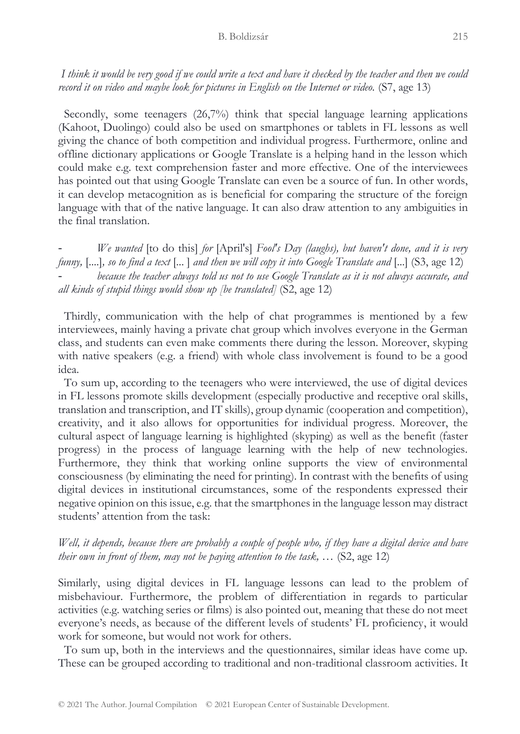*I think it would be very good if we could write a text and have it checked by the teacher and then we could record it on video and maybe look for pictures in English on the Internet or video.* (S7, age 13)

Secondly, some teenagers (26,7%) think that special language learning applications (Kahoot, Duolingo) could also be used on smartphones or tablets in FL lessons as well giving the chance of both competition and individual progress. Furthermore, online and offline dictionary applications or Google Translate is a helping hand in the lesson which could make e.g. text comprehension faster and more effective. One of the interviewees has pointed out that using Google Translate can even be a source of fun. In other words, it can develop metacognition as is beneficial for comparing the structure of the foreign language with that of the native language. It can also draw attention to any ambiguities in the final translation.

- *We wanted* [to do this] *for* [April's] *Fool's Day (laughs), but haven't done, and it is very funny,* [....]*, so to find a text* [... ] *and then we will copy it into Google Translate and* [...] (S3, age 12)
- *because the teacher always told us not to use Google Translate as it is not always accurate, and all kinds of stupid things would show up [be translated]* (S2, age 12)

Thirdly, communication with the help of chat programmes is mentioned by a few interviewees, mainly having a private chat group which involves everyone in the German class, and students can even make comments there during the lesson. Moreover, skyping with native speakers (e.g. a friend) with whole class involvement is found to be a good idea.

To sum up, according to the teenagers who were interviewed, the use of digital devices in FL lessons promote skills development (especially productive and receptive oral skills, translation and transcription, and IT skills), group dynamic (cooperation and competition), creativity, and it also allows for opportunities for individual progress. Moreover, the cultural aspect of language learning is highlighted (skyping) as well as the benefit (faster progress) in the process of language learning with the help of new technologies. Furthermore, they think that working online supports the view of environmental consciousness (by eliminating the need for printing). In contrast with the benefits of using digital devices in institutional circumstances, some of the respondents expressed their negative opinion on this issue, e.g. that the smartphones in the language lesson may distract students' attention from the task:

*Well, it depends, because there are probably a couple of people who, if they have a digital device and have their own in front of them, may not be paying attention to the task, …* (S2, age 12)

Similarly, using digital devices in FL language lessons can lead to the problem of misbehaviour. Furthermore, the problem of differentiation in regards to particular activities (e.g. watching series or films) is also pointed out, meaning that these do not meet everyone's needs, as because of the different levels of students' FL proficiency, it would work for someone, but would not work for others.

To sum up, both in the interviews and the questionnaires, similar ideas have come up. These can be grouped according to traditional and non-traditional classroom activities. It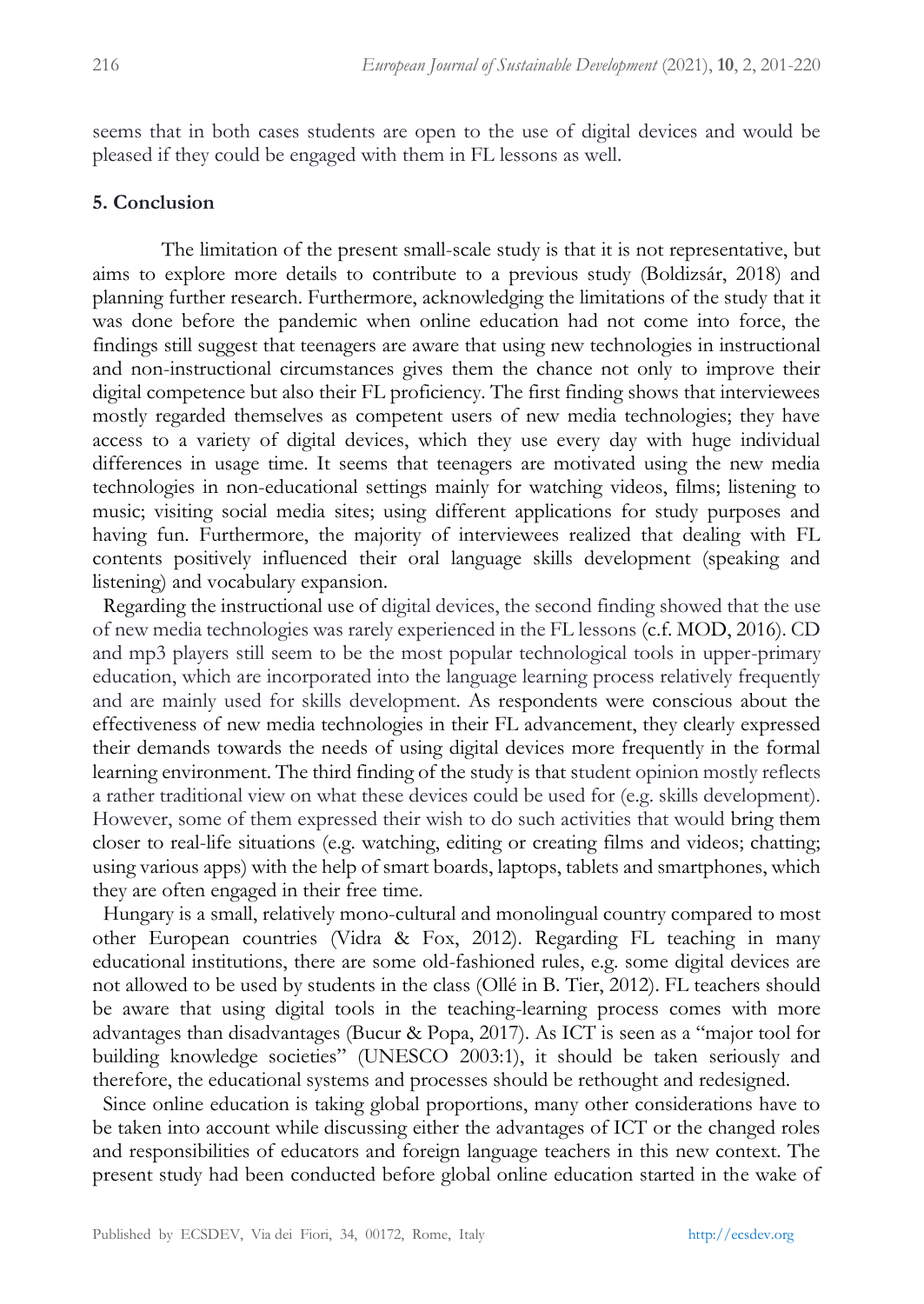seems that in both cases students are open to the use of digital devices and would be pleased if they could be engaged with them in FL lessons as well.

## 5. Conclusion

The limitation of the present small-scale study is that it is not representative, but aims to explore more details to contribute to a previous study (Boldizsár, 2018) and planning further research. Furthermore, acknowledging the limitations of the study that it was done before the pandemic when online education had not come into force, the findings still suggest that teenagers are aware that using new technologies in instructional and non-instructional circumstances gives them the chance not only to improve their digital competence but also their FL proficiency. The first finding shows that interviewees mostly regarded themselves as competent users of new media technologies; they have access to a variety of digital devices, which they use every day with huge individual differences in usage time. It seems that teenagers are motivated using the new media technologies in non-educational settings mainly for watching videos, films; listening to music; visiting social media sites; using different applications for study purposes and having fun. Furthermore, the majority of interviewees realized that dealing with FL contents positively influenced their oral language skills development (speaking and listening) and vocabulary expansion.

Regarding the instructional use of digital devices, the second finding showed that the use of new media technologies was rarely experienced in the FL lessons (c.f. MOD, 2016). CD and mp3 players still seem to be the most popular technological tools in upper-primary education, which are incorporated into the language learning process relatively frequently and are mainly used for skills development. As respondents were conscious about the effectiveness of new media technologies in their FL advancement, they clearly expressed their demands towards the needs of using digital devices more frequently in the formal learning environment. The third finding of the study is that student opinion mostly reflects a rather traditional view on what these devices could be used for (e.g. skills development). However, some of them expressed their wish to do such activities that would bring them closer to real-life situations (e.g. watching, editing or creating films and videos; chatting; using various apps) with the help of smart boards, laptops, tablets and smartphones, which they are often engaged in their free time.

Hungary is a small, relatively mono-cultural and monolingual country compared to most other European countries (Vidra & Fox, 2012). Regarding FL teaching in many educational institutions, there are some old-fashioned rules, e.g. some digital devices are not allowed to be used by students in the class (Ollé in B. Tier, 2012). FL teachers should be aware that using digital tools in the teaching-learning process comes with more advantages than disadvantages (Bucur & Popa, 2017). As ICT is seen as a "major tool for building knowledge societies" (UNESCO 2003:1), it should be taken seriously and therefore, the educational systems and processes should be rethought and redesigned.

Since online education is taking global proportions, many other considerations have to be taken into account while discussing either the advantages of ICT or the changed roles and responsibilities of educators and foreign language teachers in this new context. The present study had been conducted before global online education started in the wake of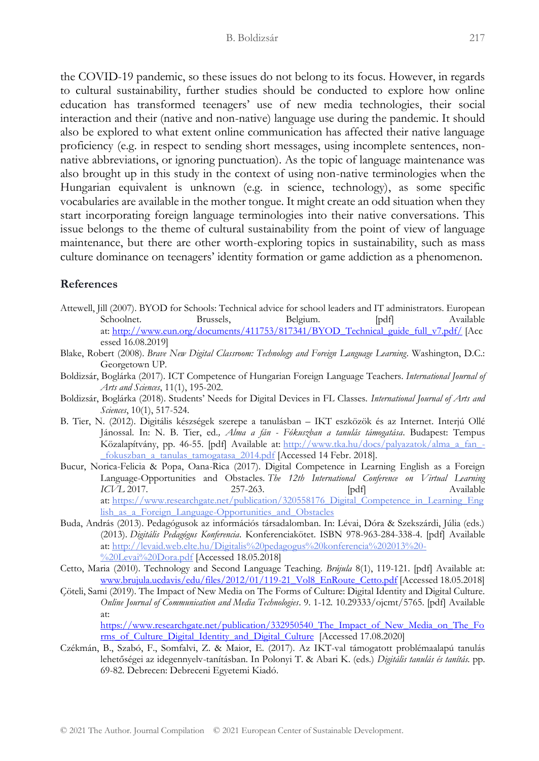the COVID-19 pandemic, so these issues do not belong to its focus. However, in regards to cultural sustainability, further studies should be conducted to explore how online education has transformed teenagers' use of new media technologies, their social interaction and their (native and non-native) language use during the pandemic. It should also be explored to what extent online communication has affected their native language proficiency (e.g. in respect to sending short messages, using incomplete sentences, non-native abbreviations, or ignoring punctuation). As the topic of language maintenance was also brought up in this study in the context of using non-native terminologies when the Hungarian equivalent is unknown (e.g. in science, technology), as some specific vocabularies are available in the mother tongue. It might create an odd situation when they start incorporating foreign language terminologies into their native conversations. This issue belongs to the theme of cultural sustainability from the point of view of language maintenance, but there are other worth-exploring topics in sustainability, such as mass culture dominance on teenagers' identity formation or game addiction as a phenomenon.

## References

Attewell, Jill (2007). BYOD for Schools: Technical advice for school leaders and IT administrators. European Schoolnet. Brussels, Belgium. [pdf] Available at: http://www.eun.org/documents/411753/817341/BYOD_Technical_guide_full_v7.pdf/ [Accessed 16.08.2019]

Blake, Robert (2008). *Brave New Digital Classroom: Technology and Foreign Language Learning*. Washington, D.C.: Georgetown UP.

Boldizsár, Boglárka (2017). ICT Competence of Hungarian Foreign Language Teachers. *International Journal of Arts and Sciences*, 11(1), 195-202.

Boldizsár, Boglárka (2018). Students' Needs for Digital Devices in FL Classes. *International Journal of Arts and Sciences*, 10(1), 517-524.

B. Tier, N. (2012). Digitális készségek szerepe a tanulásban – IKT eszközök és az Internet. Interjú Ollé Jánossal. In: N. B. Tier, ed., *Alma a fán - Fókuszban a tanulás támogatása*. Budapest: Tempus Közalapítvány, pp. 46-55. [pdf] Available at: http://www.tka.hu/docs/palyazatok/alma_a_fan_-_fokuszban_a_tanulas_tamogatasa_2014.pdf [Accessed 14 Febr. 2018].

Bucur, Norica-Felicia & Popa, Oana-Rica (2017). Digital Competence in Learning English as a Foreign Language-Opportunities and Obstacles. *The 12th International Conference on Virtual Learning ICVL* 2017. 257-263. [pdf] Available at: https://www.researchgate.net/publication/320558176_Digital_Competence_in_Learning_English_as_a_Foreign_Language-Opportunities_and_Obstacles

Buda, András (2013). Pedagógusok az információs társadalomban. In: Lévai, Dóra & Szekszárdi, Júlia (eds.) (2013). *Digitális Pedagógus Konferencia*. Konferenciakötet. ISBN 978-963-284-338-4. [pdf] Available at: http://levaid.web.elte.hu/Digitalis%20pedagogus%20konferencia%202013%20-%20Levai%20Dora.pdf [Accessed 18.05.2018]

Cetto, Maria (2010). Technology and Second Language Teaching. *Brújula* 8(1), 119-121. [pdf] Available at: www.brujula.ucdavis/edu/files/2012/01/119-21_Vol8_EnRoute_Cetto.pdf [Accessed 18.05.2018]

Çöteli, Sami (2019). The Impact of New Media on The Forms of Culture: Digital Identity and Digital Culture. *Online Journal of Communication and Media Technologies*. 9. 1-12. 10.29333/ojcmt/5765. [pdf] Available at: https://www.researchgate.net/publication/332950540_The_Impact_of_New_Media_on_The_Forms_of_Culture_Digital_Identity_and_Digital_Culture [Accessed 17.08.2020]

Czékmán, B., Szabó, F., Somfalvi, Z. & Maior, E. (2017). Az IKT-val támogatott problémaalapú tanulás lehetőségei az idegennyelv-tanításban. In Polonyi T. & Abari K. (eds.) *Digitális tanulás és tanítás*. pp. 69-82. Debrecen: Debreceni Egyetemi Kiadó.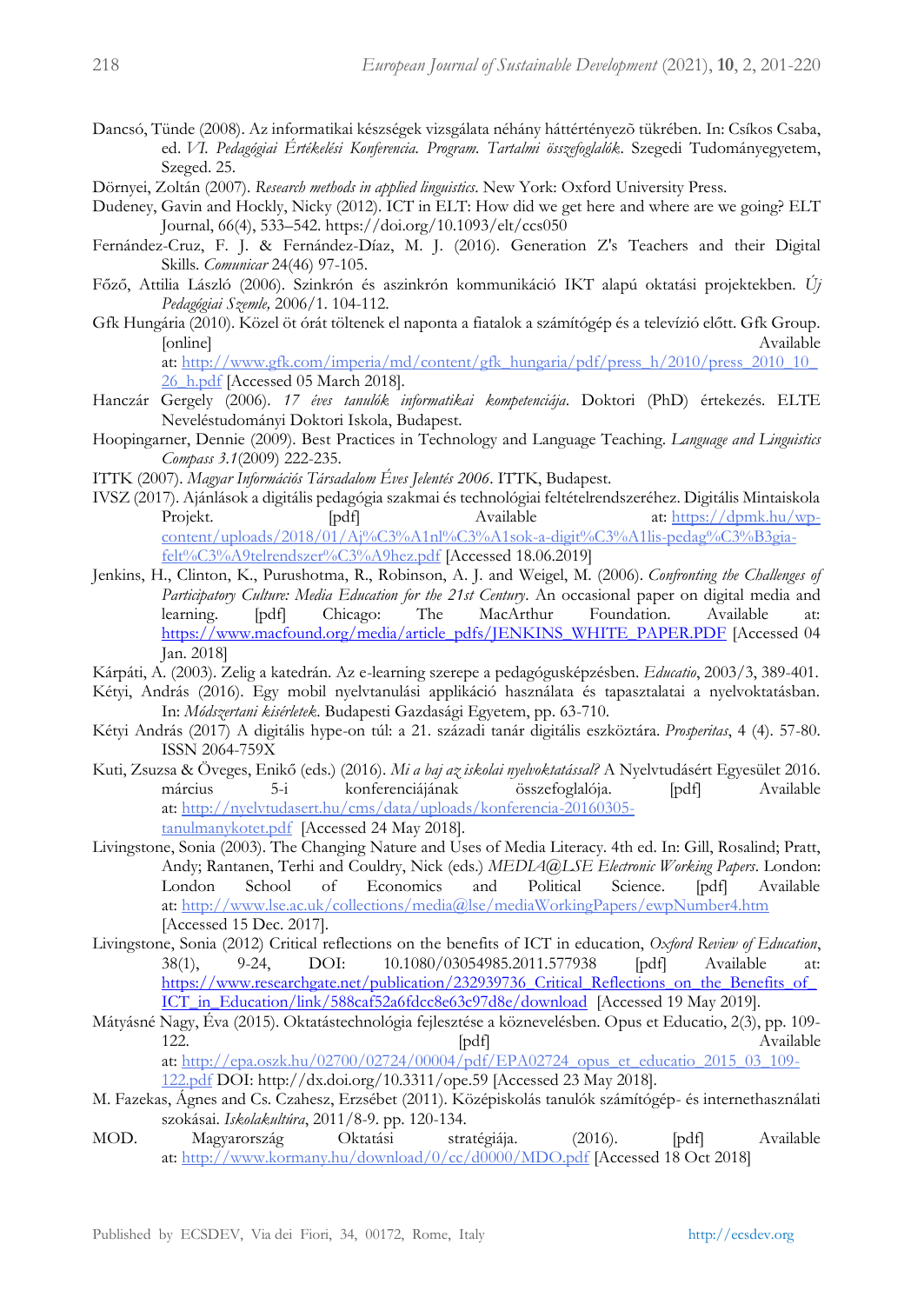Dancsó, Tünde (2008). Az informatikai készségek vizsgálata néhány háttértényezõ tükrében. In: Csíkos Csaba, ed. *VI. Pedagógiai Értékelési Konferencia. Program. Tartalmi összefoglalók*. Szegedi Tudományegyetem, Szeged. 25.

Dörnyei, Zoltán (2007). *Research methods in applied linguistics*. New York: Oxford University Press.

Dudeney, Gavin and Hockly, Nicky (2012). ICT in ELT: How did we get here and where are we going? ELT Journal, 66(4), 533–542. https://doi.org/10.1093/elt/ccs050

Fernández-Cruz, F. J. & Fernández-Díaz, M. J. (2016). Generation Z's Teachers and their Digital Skills. *Comunicar* 24(46) 97-105.

Főző, Attilia László (2006). Szinkrón és aszinkrón kommunikáció IKT alapú oktatási projektekben. *Új Pedagógiai Szemle,* 2006/1. 104-112.

Gfk Hungária (2010). Közel öt órát töltenek el naponta a fiatalok a számítógép és a televízió előtt. Gfk Group. [online] Available at: http://www.gfk.com/imperia/md/content/gfk_hungaria/pdf/press_h/2010/press_2010_10_26_h.pdf [Accessed 05 March 2018].

Hanczár Gergely (2006). *17 éves tanulók informatikai kompetenciája*. Doktori (PhD) értekezés. ELTE Neveléstudományi Doktori Iskola, Budapest.

Hoopingarner, Dennie (2009). Best Practices in Technology and Language Teaching. *Language and Linguistics Compass 3.1*(2009) 222-235.

ITTK (2007). *Magyar Információs Társadalom Éves Jelentés 2006*. ITTK, Budapest.

IVSZ (2017). Ajánlások a digitális pedagógia szakmai és technológiai feltételrendszeréhez. Digitális Mintaiskola Projekt. [pdf] Available at: https://dpmk.hu/wp-content/uploads/2018/01/Aj%C3%A1nl%C3%A1sok-a-digit%C3%A1lis-pedag%C3%B3gia-felt%C3%A9telrendszer%C3%A9hez.pdf [Accessed 18.06.2019]

Jenkins, H., Clinton, K., Purushotma, R., Robinson, A. J. and Weigel, M. (2006). *Confronting the Challenges of Participatory Culture: Media Education for the 21st Century*. An occasional paper on digital media and learning. [pdf] Chicago: The MacArthur Foundation. Available at: https://www.macfound.org/media/article_pdfs/JENKINS_WHITE_PAPER.PDF [Accessed 04 Jan. 2018]

Kárpáti, A. (2003). Zelig a katedrán. Az e-learning szerepe a pedagógusképzésben. *Educatio*, 2003/3, 389-401.

Kétyi, András (2016). Egy mobil nyelvtanulási applikáció használata és tapasztalatai a nyelvoktatásban. In: *Módszertani kísérletek*. Budapesti Gazdasági Egyetem, pp. 63-710.

Kétyi András (2017) A digitális hype-on túl: a 21. századi tanár digitális eszköztára. *Prosperitas*, 4 (4). 57-80. ISSN 2064-759X

Kuti, Zsuzsa & Öveges, Enikő (eds.) (2016). *Mi a baj az iskolai nyelvoktatással?* A Nyelvtudásért Egyesület 2016. március 5-i konferenciájának összefoglalója. [pdf] Available at: http://nyelvtudasert.hu/cms/data/uploads/konferencia-20160305-tanulmanykotet.pdf [Accessed 24 May 2018].

Livingstone, Sonia (2003). The Changing Nature and Uses of Media Literacy. 4th ed. In: Gill, Rosalind; Pratt, Andy; Rantanen, Terhi and Couldry, Nick (eds.) *MEDIA@LSE Electronic Working Papers*. London: London School of Economics and Political Science. [pdf] Available at: http://www.lse.ac.uk/collections/media@lse/mediaWorkingPapers/ewpNumber4.htm [Accessed 15 Dec. 2017].

Livingstone, Sonia (2012) Critical reflections on the benefits of ICT in education, *Oxford Review of Education*, 38(1), 9-24, DOI: 10.1080/03054985.2011.577938 [pdf] Available at: https://www.researchgate.net/publication/232939736_Critical_Reflections_on_the_Benefits_of_ICT_in_Education/link/588caf52a6fdcc8e63c97d8e/download [Accessed 19 May 2019].

Mátyásné Nagy, Éva (2015). Oktatástechnológia fejlesztése a köznevelésben. Opus et Educatio, 2(3), pp. 109-122. [pdf] Available at: http://epa.oszk.hu/02700/02724/00004/pdf/EPA02724_opus_et_educatio_2015_03_109-122.pdf DOI: http://dx.doi.org/10.3311/ope.59 [Accessed 23 May 2018].

M. Fazekas, Ágnes and Cs. Czahesz, Erzsébet (2011). Középiskolás tanulók számítógép- és internethasználati szokásai. *Iskolakultúra*, 2011/8-9. pp. 120-134.

MOD. Magyarország Oktatási stratégiája. (2016). [pdf] Available at: http://www.kormany.hu/download/0/cc/d0000/MDO.pdf [Accessed 18 Oct 2018]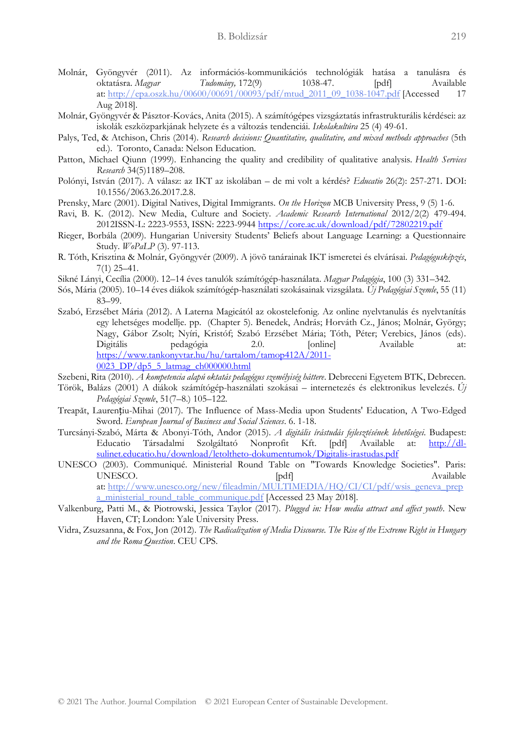Molnár, Gyöngyvér (2011). Az információs-kommunikációs technológiák hatása a tanulásra és oktatásra. *Magyar Tudomány,* 172(9) 1038-47. [pdf] Available at: http://epa.oszk.hu/00600/00691/00093/pdf/mtud_2011_09_1038-1047.pdf [Accessed 17 Aug 2018].

Molnár, Gyöngyvér & Pásztor-Kovács, Anita (2015). A számítógépes vizsgáztatás infrastrukturális kérdései: az iskolák eszközparkjának helyzete és a változás tendenciái. *Iskolakultúra* 25 (4) 49-61.

Palys, Ted, & Atchison, Chris (2014). *Research decisions: Quantitative, qualitative, and mixed methods approaches* (5th ed.). Toronto, Canada: Nelson Education.

Patton, Michael Qiunn (1999). Enhancing the quality and credibility of qualitative analysis. *Health Services Research* 34(5)1189–208.

Polónyi, István (2017). A válasz: az IKT az iskolában – de mi volt a kérdés? *Educatio* 26(2): 257-271. DOI: 10.1556/2063.26.2017.2.8.

Prensky, Marc (2001). Digital Natives, Digital Immigrants. *On the Horizon* MCB University Press, 9 (5) 1-6.

Ravi, B. K. (2012). New Media, Culture and Society. *Academic Research International* 2012/2(2) 479-494. 2012ISSN-L: 2223-9553, ISSN: 2223-9944 https://core.ac.uk/download/pdf/72802219.pdf

Rieger, Borbála (2009). Hungarian University Students' Beliefs about Language Learning: a Questionnaire Study. *WoPaLP* (3). 97-113.

R. Tóth, Krisztina & Molnár, Gyöngyvér (2009). A jövõ tanárainak IKT ismeretei és elvárásai. *Pedagógusképzés*, 7(1) 25–41.

Sikné Lányi, Cecília (2000). 12–14 éves tanulók számítógép-használata. *Magyar Pedagógia*, 100 (3) 331–342.

Sós, Mária (2005). 10–14 éves diákok számítógép-használati szokásainak vizsgálata. *Új Pedagógiai Szemle*, 55 (11) 83–99.

Szabó, Erzsébet Mária (2012). A Laterna Magicától az okostelefonig. Az online nyelvtanulás és nyelvtanítás egy lehetséges modellje. pp. (Chapter 5). Benedek, András; Horváth Cz., János; Molnár, György; Nagy, Gábor Zsolt; Nyíri, Kristóf; Szabó Erzsébet Mária; Tóth, Péter; Verebics, János (eds). Digitális pedagógia 2.0. [online] Available at: https://www.tankonyvtar.hu/hu/tartalom/tamop412A/2011-0023_DP/dp5_5_latmag_ch000000.html

Szebeni, Rita (2010). *A kompetencia alapú oktatás pedagógus személyiség háttere*. Debreceni Egyetem BTK, Debrecen.

Török, Balázs (2001) A diákok számítógép-használati szokásai – internetezés és elektronikus levelezés. *Új Pedagógiai Szemle*, 51(7–8.) 105–122.

Treapăt, Laurențiu-Mihai (2017). The Influence of Mass-Media upon Students' Education, A Two-Edged Sword. *European Journal of Business and Social Sciences*. 6. 1-18.

Turcsányi-Szabó, Márta & Abonyi-Tóth, Andor (2015). *A digitális írástudás fejlesztésének lehetőségei*. Budapest: Educatio Társadalmi Szolgáltató Nonprofit Kft. [pdf] Available at: http://dl-sulinet.educatio.hu/download/letoltheto-dokumentumok/Digitalis-irastudas.pdf

UNESCO (2003). Communiqué. Ministerial Round Table on "Towards Knowledge Societies". Paris: UNESCO. [pdf] Available at: http://www.unesco.org/new/fileadmin/MULTIMEDIA/HQ/CI/CI/pdf/wsis_geneva_prepa_ministerial_round_table_communique.pdf [Accessed 23 May 2018].

Valkenburg, Patti M., & Piotrowski, Jessica Taylor (2017). *Plugged in: How media attract and affect youth*. New Haven, CT; London: Yale University Press.

Vidra, Zsuzsanna, & Fox, Jon (2012). *The Radicalization of Media Discourse. The Rise of the Extreme Right in Hungary and the Roma Question*. CEU CPS.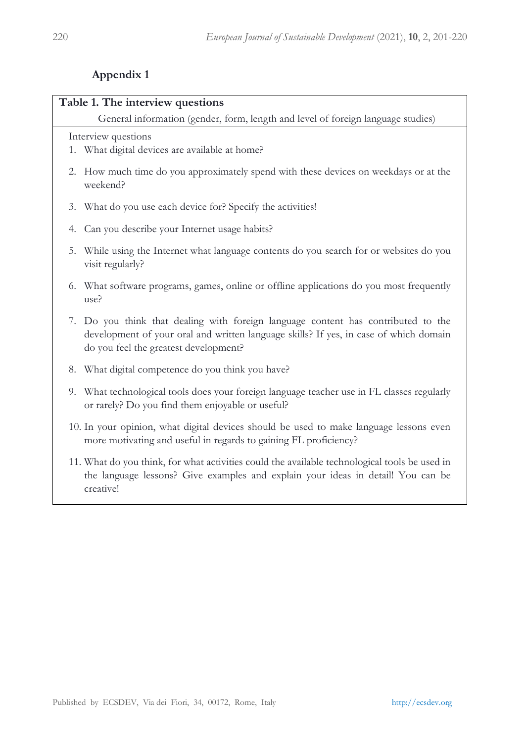## Appendix 1

**Table 1. The interview questions**

General information (gender, form, length and level of foreign language studies)

Interview questions

1. What digital devices are available at home?
2. How much time do you approximately spend with these devices on weekdays or at the weekend?
3. What do you use each device for? Specify the activities!
4. Can you describe your Internet usage habits?
5. While using the Internet what language contents do you search for or websites do you visit regularly?
6. What software programs, games, online or offline applications do you most frequently use?
7. Do you think that dealing with foreign language content has contributed to the development of your oral and written language skills? If yes, in case of which domain do you feel the greatest development?
8. What digital competence do you think you have?
9. What technological tools does your foreign language teacher use in FL classes regularly or rarely? Do you find them enjoyable or useful?
10. In your opinion, what digital devices should be used to make language lessons even more motivating and useful in regards to gaining FL proficiency?
11. What do you think, for what activities could the available technological tools be used in the language lessons? Give examples and explain your ideas in detail! You can be creative!